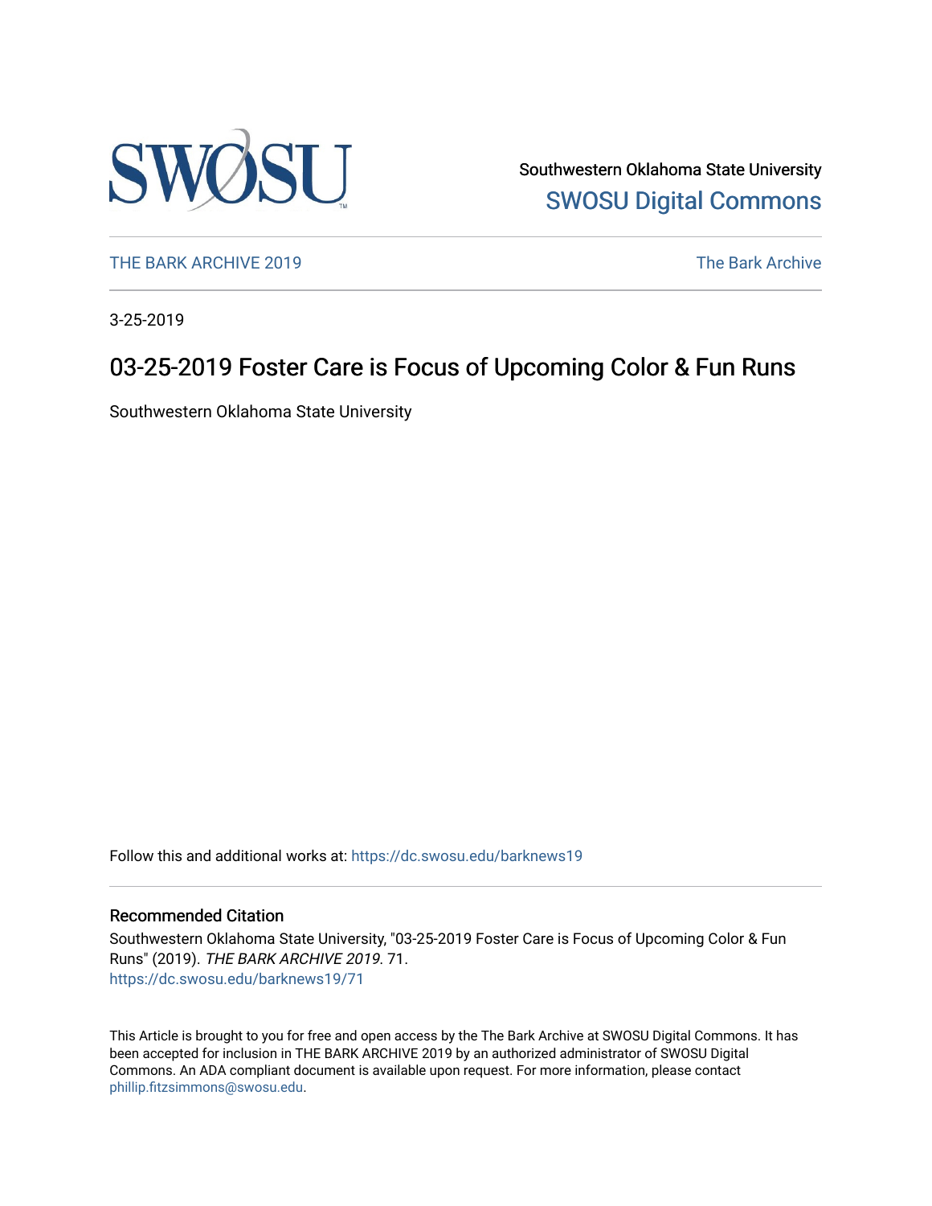Southwestern Oklahoma State University
SWOSU Digital Commons

THE BARK ARCHIVE 2019 | The Bark Archive

3-25-2019

# 03-25-2019 Foster Care is Focus of Upcoming Color & Fun Runs

Southwestern Oklahoma State University

Follow this and additional works at: https://dc.swosu.edu/barknews19

## Recommended Citation

Southwestern Oklahoma State University, "03-25-2019 Foster Care is Focus of Upcoming Color & Fun Runs" (2019). *THE BARK ARCHIVE 2019*. 71.
https://dc.swosu.edu/barknews19/71

This Article is brought to you for free and open access by the The Bark Archive at SWOSU Digital Commons. It has been accepted for inclusion in THE BARK ARCHIVE 2019 by an authorized administrator of SWOSU Digital Commons. An ADA compliant document is available upon request. For more information, please contact phillip.fitzsimmons@swosu.edu.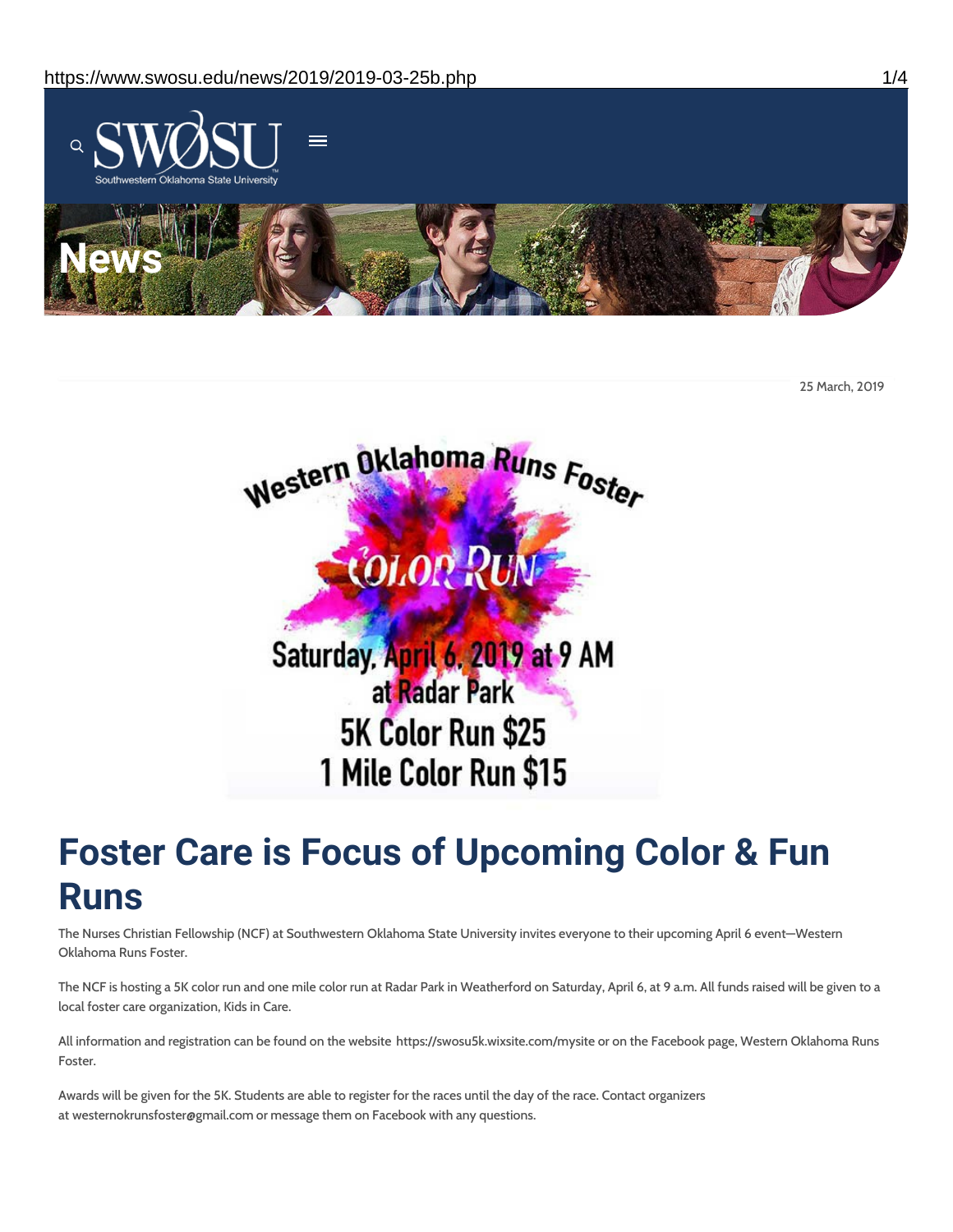25 March, 2019

Western Oklahoma Runs Foster

COLOR RUN

Saturday, April 6, 2019 at 9 AM
at Radar Park
5K Color Run $25
1 Mile Color Run $15

# Foster Care is Focus of Upcoming Color & Fun Runs

The Nurses Christian Fellowship (NCF) at Southwestern Oklahoma State University invites everyone to their upcoming April 6 event—Western Oklahoma Runs Foster.

The NCF is hosting a 5K color run and one mile color run at Radar Park in Weatherford on Saturday, April 6, at 9 a.m. All funds raised will be given to a local foster care organization, Kids in Care.

All information and registration can be found on the website https://swosu5k.wixsite.com/mysite or on the Facebook page, Western Oklahoma Runs Foster.

Awards will be given for the 5K. Students are able to register for the races until the day of the race. Contact organizers at westernokrunsfoster@gmail.com or message them on Facebook with any questions.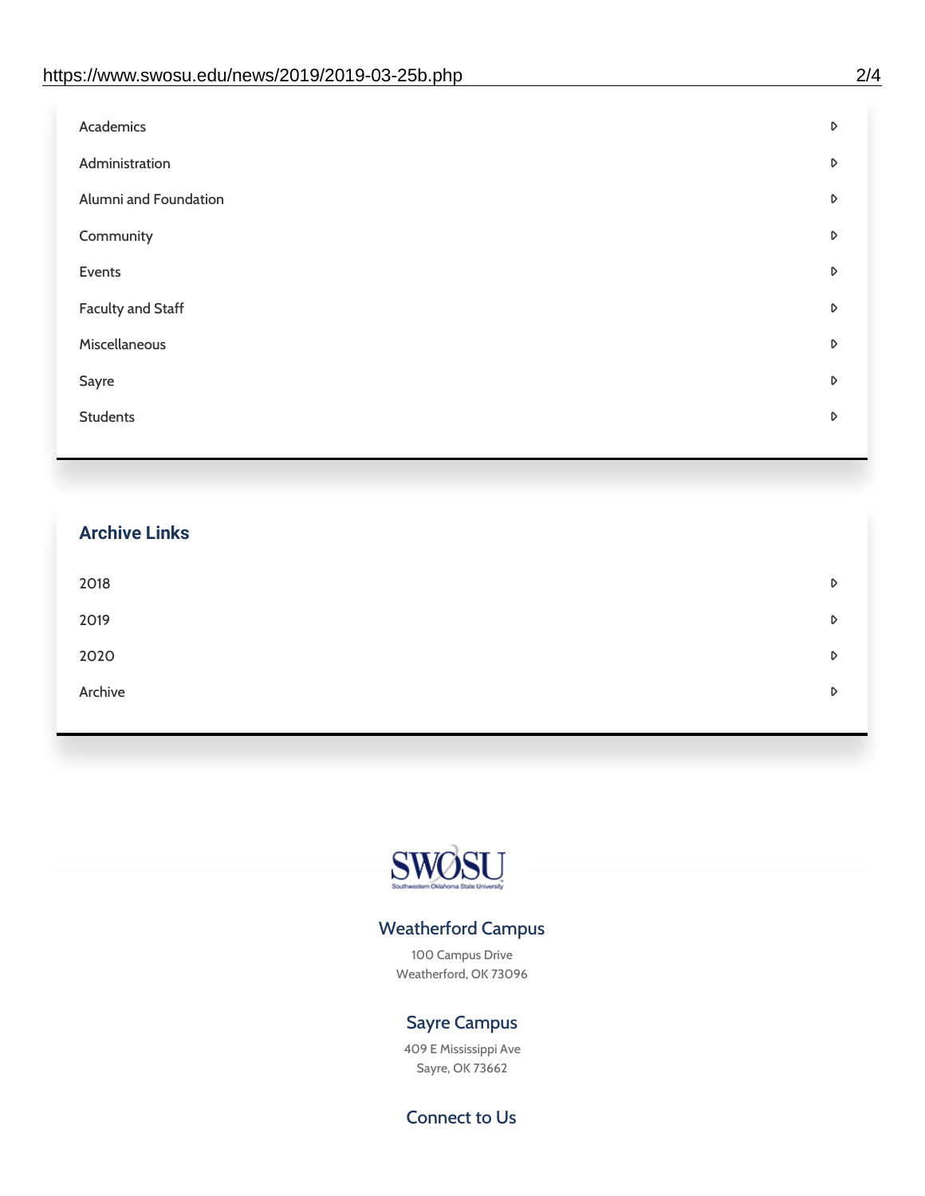- Academics
- Administration
- Alumni and Foundation
- Community
- Events
- Faculty and Staff
- Miscellaneous
- Sayre
- Students

## Archive Links

- 2018
- 2019
- 2020
- Archive

SWOSU

Southwestern Oklahoma State University

### Weatherford Campus

100 Campus Drive
Weatherford, OK 73096

### Sayre Campus

409 E Mississippi Ave
Sayre, OK 73662

### Connect to Us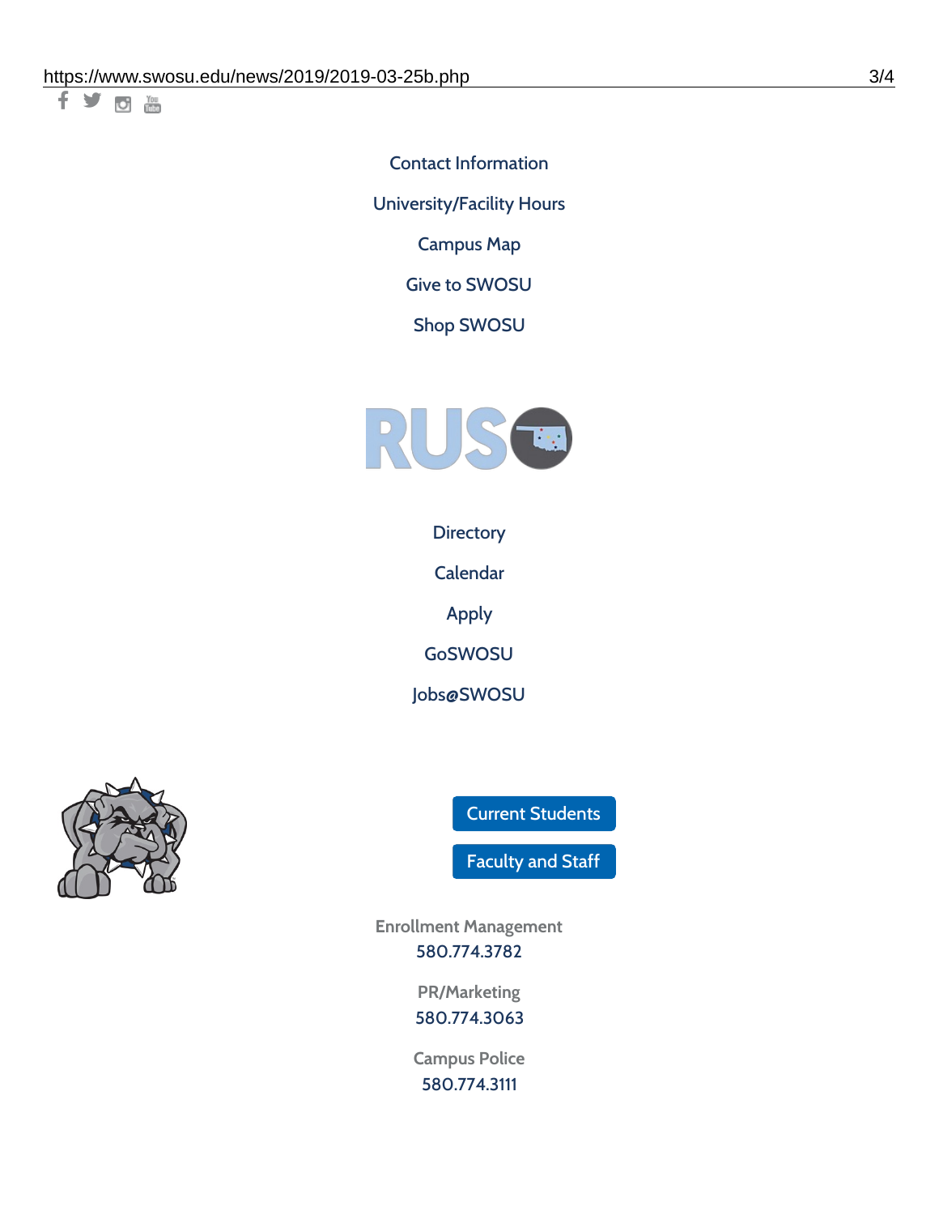Contact Information

University/Facility Hours

Campus Map

Give to SWOSU

Shop SWOSU

Directory

Calendar

Apply

GoSWOSU

Jobs@SWOSU

Current Students

Faculty and Staff

Enrollment Management
580.774.3782

PR/Marketing
580.774.3063

Campus Police
580.774.3111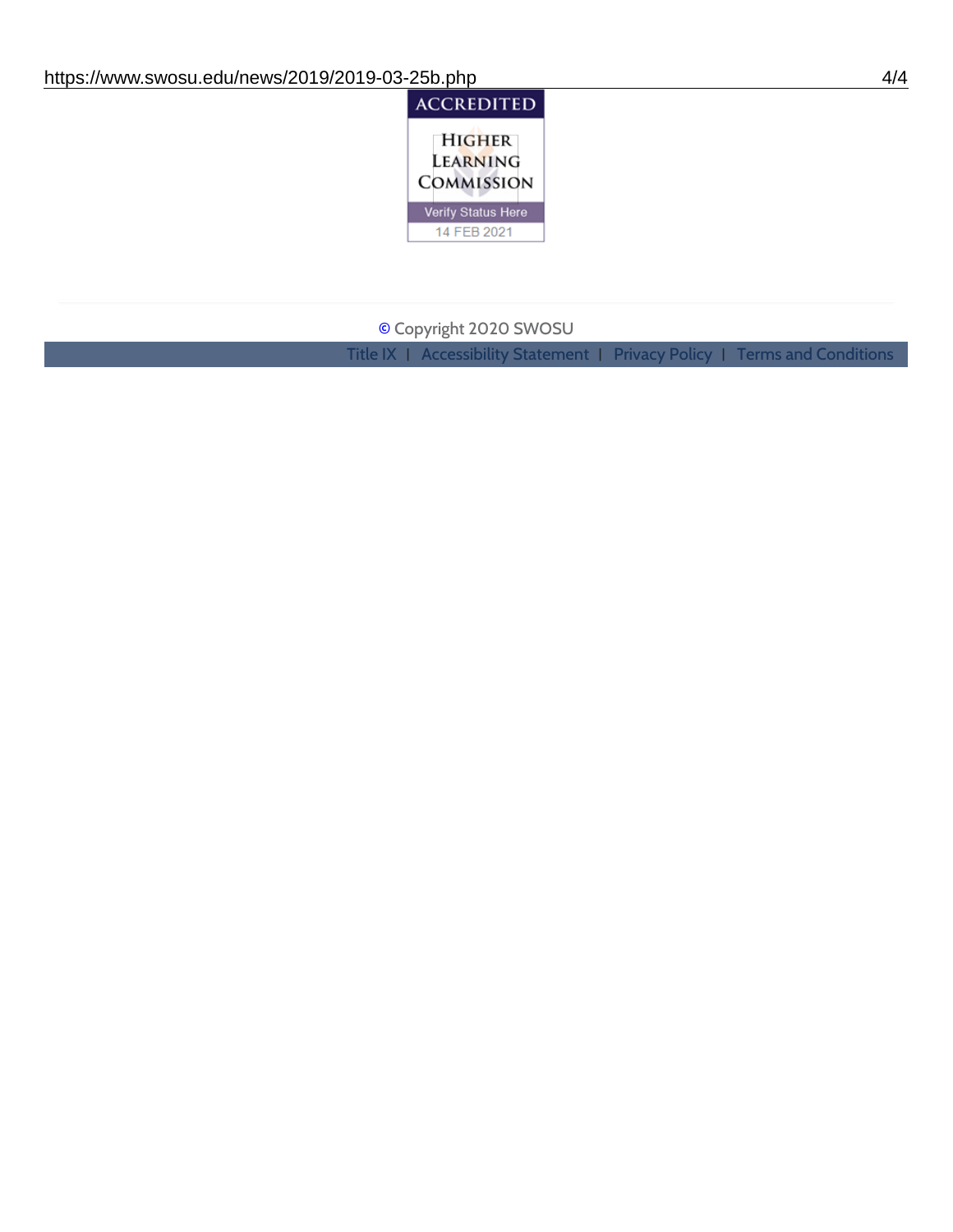ACCREDITED

HIGHER LEARNING COMMISSION

Verify Status Here

14 FEB 2021

© Copyright 2020 SWOSU

Title IX | Accessibility Statement | Privacy Policy | Terms and Conditions